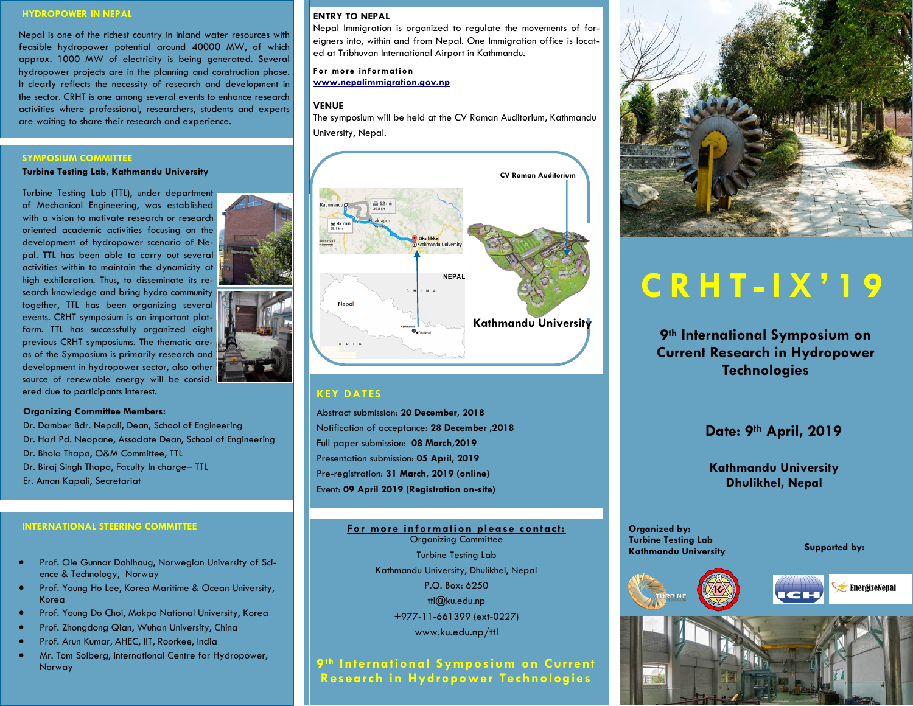## HYDROPOWER IN NEPAL

Nepal is one of the richest country in inland water resources with feasible hydropower potential around 40000 MW, of which approx. 1000 MW of electricity is being generated. Several hydropower projects are in the planning and construction phase. It clearly reflects the necessity of research and development in the sector. CRHT is one among several events to enhance research activities where professional, researchers, students and experts are waiting to share their research and experience.

## SYMPOSIUM COMMITTEE

**Turbine Testing Lab, Kathmandu University**

Turbine Testing Lab (TTL), under department of Mechanical Engineering, was established with a vision to motivate research or research oriented academic activities focusing on the development of hydropower scenario of Nepal. TTL has been able to carry out several activities within to maintain the dynamicity at high exhilaration. Thus, to disseminate its research knowledge and bring hydro community together, TTL has been organizing several events. CRHT symposium is an important platform. TTL has successfully organized eight previous CRHT symposiums. The thematic areas of the Symposium is primarily research and development in hydropower sector, also other source of renewable energy will be considered due to participants interest.

**Organizing Committee Members:**

Dr. Damber Bdr. Nepali, Dean, School of Engineering
Dr. Hari Pd. Neopane, Associate Dean, School of Engineering
Dr. Bhola Thapa, O&M Committee, TTL
Dr. Biraj Singh Thapa, Faculty In charge– TTL
Er. Aman Kapali, Secretariat

## INTERNATIONAL STEERING COMMITTEE

- Prof. Ole Gunnar Dahlhaug, Norwegian University of Science & Technology, Norway
- Prof. Young Ho Lee, Korea Maritime & Ocean University, Korea
- Prof. Young Do Choi, Mokpo National University, Korea
- Prof. Zhongdong Qian, Wuhan University, China
- Prof. Arun Kumar, AHEC, IIT, Roorkee, India
- Mr. Tom Solberg, International Centre for Hydropower, Norway

## ENTRY TO NEPAL

Nepal Immigration is organized to regulate the movements of foreigners into, within and from Nepal. One Immigration office is located at Tribhuvan International Airport in Kathmandu.

**For more information**
www.nepalimmigration.gov.np

## VENUE

The symposium will be held at the CV Raman Auditorium, Kathmandu University, Nepal.

CV Raman Auditorium

Kathmandu University

## KEY DATES

Abstract submission: **20 December, 2018**
Notification of acceptance: **28 December ,2018**
Full paper submission: **08 March,2019**
Presentation submission: **05 April, 2019**
Pre-registration: **31 March, 2019 (online)**
Event: **09 April 2019 (Registration on-site)**

**For more information please contact:**

Organizing Committee
Turbine Testing Lab
Kathmandu University, Dhulikhel, Nepal
P.O. Box: 6250
ttl@ku.edu.np
+977-11-661399 (ext-0227)
www.ku.edu.np/ttl

**9th International Symposium on Current Research in Hydropower Technologies**

# CRHT-IX'19

## 9th International Symposium on Current Research in Hydropower Technologies

**Date: 9th April, 2019**

**Kathmandu University**
**Dhulikhel, Nepal**

**Organized by:**
**Turbine Testing Lab**
**Kathmandu University**

**Supported by:**

ICH

EnergizeNepal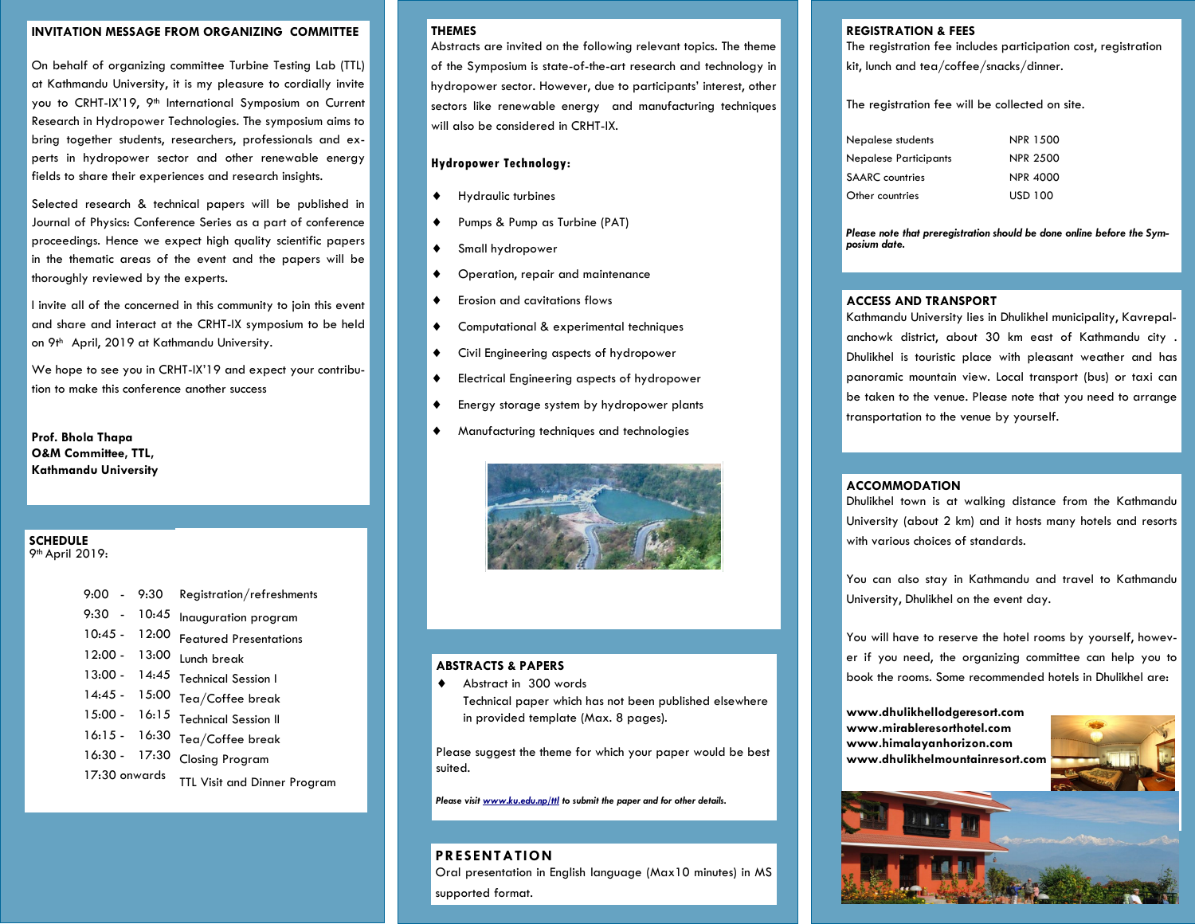## INVITATION MESSAGE FROM ORGANIZING COMMITTEE

On behalf of organizing committee Turbine Testing Lab (TTL) at Kathmandu University, it is my pleasure to cordially invite you to CRHT-IX'19, 9th International Symposium on Current Research in Hydropower Technologies. The symposium aims to bring together students, researchers, professionals and experts in hydropower sector and other renewable energy fields to share their experiences and research insights.

Selected research & technical papers will be published in Journal of Physics: Conference Series as a part of conference proceedings. Hence we expect high quality scientific papers in the thematic areas of the event and the papers will be thoroughly reviewed by the experts.

I invite all of the concerned in this community to join this event and share and interact at the CRHT-IX symposium to be held on 9th April, 2019 at Kathmandu University.

We hope to see you in CRHT-IX'19 and expect your contribution to make this conference another success

**Prof. Bhola Thapa**
**O&M Committee, TTL,**
**Kathmandu University**

## SCHEDULE

9th April 2019:

| | |
|---|---|
| 9:00 - 9:30 | Registration/refreshments |
| 9:30 - 10:45 | Inauguration program |
| 10:45 - 12:00 | Featured Presentations |
| 12:00 - 13:00 | Lunch break |
| 13:00 - 14:45 | Technical Session I |
| 14:45 - 15:00 | Tea/Coffee break |
| 15:00 - 16:15 | Technical Session II |
| 16:15 - 16:30 | Tea/Coffee break |
| 16:30 - 17:30 | Closing Program |
| 17:30 onwards | TTL Visit and Dinner Program |

## THEMES

Abstracts are invited on the following relevant topics. The theme of the Symposium is state-of-the-art research and technology in hydropower sector. However, due to participants' interest, other sectors like renewable energy and manufacturing techniques will also be considered in CRHT-IX.

**Hydropower Technology:**

- Hydraulic turbines
- Pumps & Pump as Turbine (PAT)
- Small hydropower
- Operation, repair and maintenance
- Erosion and cavitations flows
- Computational & experimental techniques
- Civil Engineering aspects of hydropower
- Electrical Engineering aspects of hydropower
- Energy storage system by hydropower plants
- Manufacturing techniques and technologies

## ABSTRACTS & PAPERS

- Abstract in 300 words
  Technical paper which has not been published elsewhere in provided template (Max. 8 pages).

Please suggest the theme for which your paper would be best suited.

*Please visit www.ku.edu.np/ttl to submit the paper and for other details.*

## PRESENTATION

Oral presentation in English language (Max10 minutes) in MS supported format.

## REGISTRATION & FEES

The registration fee includes participation cost, registration kit, lunch and tea/coffee/snacks/dinner.

The registration fee will be collected on site.

| | |
|---|---|
| Nepalese students | NPR 1500 |
| Nepalese Participants | NPR 2500 |
| SAARC countries | NPR 4000 |
| Other countries | USD 100 |

***Please note that preregistration should be done online before the Symposium date.***

## ACCESS AND TRANSPORT

Kathmandu University lies in Dhulikhel municipality, Kavrepalanchowk district, about 30 km east of Kathmandu city . Dhulikhel is touristic place with pleasant weather and has panoramic mountain view. Local transport (bus) or taxi can be taken to the venue. Please note that you need to arrange transportation to the venue by yourself.

## ACCOMMODATION

Dhulikhel town is at walking distance from the Kathmandu University (about 2 km) and it hosts many hotels and resorts with various choices of standards.

You can also stay in Kathmandu and travel to Kathmandu University, Dhulikhel on the event day.

You will have to reserve the hotel rooms by yourself, however if you need, the organizing committee can help you to book the rooms. Some recommended hotels in Dhulikhel are:

**www.dhulikhellodgeresort.com**
**www.mirableresorthotel.com**
**www.himalayanhorizon.com**
**www.dhulikhelmountainresort.com**